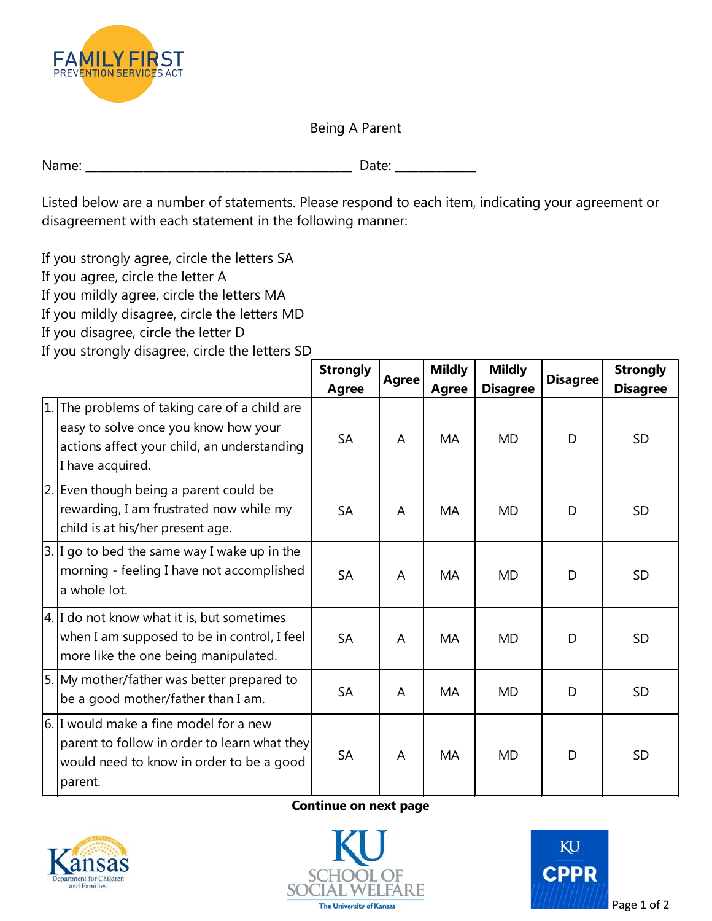# Being A Parent

Name: ___________________________________________ Date: _____________

Listed below are a number of statements. Please respond to each item, indicating your agreement or disagreement with each statement in the following manner:

If you strongly agree, circle the letters SA
If you agree, circle the letter A
If you mildly agree, circle the letters MA
If you mildly disagree, circle the letters MD
If you disagree, circle the letter D
If you strongly disagree, circle the letters SD

| | Strongly Agree | Agree | Mildly Agree | Mildly Disagree | Disagree | Strongly Disagree |
|---|---|---|---|---|---|---|
| 1. The problems of taking care of a child are easy to solve once you know how your actions affect your child, an understanding I have acquired. | SA | A | MA | MD | D | SD |
| 2. Even though being a parent could be rewarding, I am frustrated now while my child is at his/her present age. | SA | A | MA | MD | D | SD |
| 3. I go to bed the same way I wake up in the morning - feeling I have not accomplished a whole lot. | SA | A | MA | MD | D | SD |
| 4. I do not know what it is, but sometimes when I am supposed to be in control, I feel more like the one being manipulated. | SA | A | MA | MD | D | SD |
| 5. My mother/father was better prepared to be a good mother/father than I am. | SA | A | MA | MD | D | SD |
| 6. I would make a fine model for a new parent to follow in order to learn what they would need to know in order to be a good parent. | SA | A | MA | MD | D | SD |

**Continue on next page**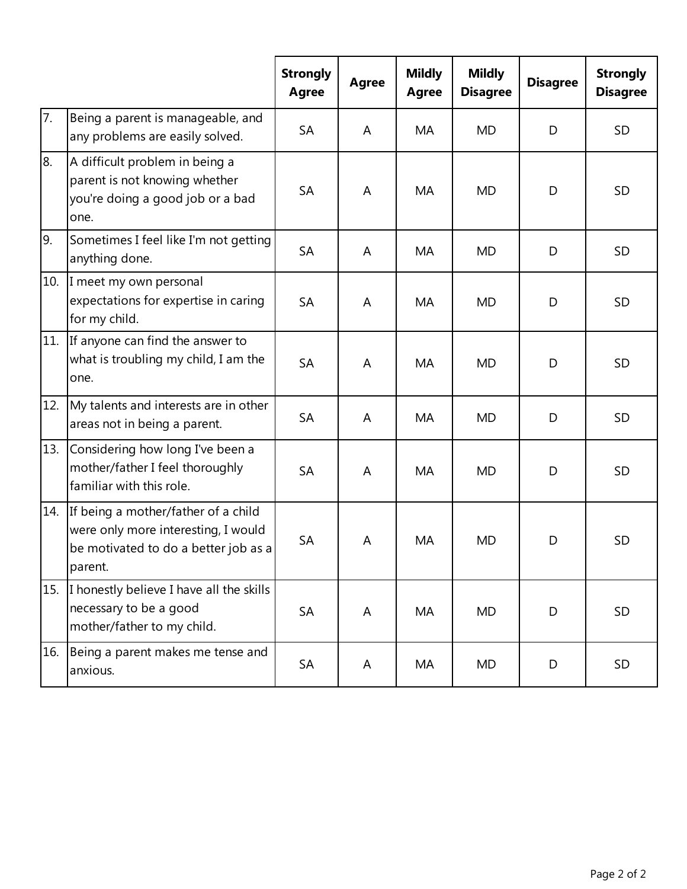| | | Strongly Agree | Agree | Mildly Agree | Mildly Disagree | Disagree | Strongly Disagree |
|---|---|---|---|---|---|---|---|
| 7. | Being a parent is manageable, and any problems are easily solved. | SA | A | MA | MD | D | SD |
| 8. | A difficult problem in being a parent is not knowing whether you're doing a good job or a bad one. | SA | A | MA | MD | D | SD |
| 9. | Sometimes I feel like I'm not getting anything done. | SA | A | MA | MD | D | SD |
| 10. | I meet my own personal expectations for expertise in caring for my child. | SA | A | MA | MD | D | SD |
| 11. | If anyone can find the answer to what is troubling my child, I am the one. | SA | A | MA | MD | D | SD |
| 12. | My talents and interests are in other areas not in being a parent. | SA | A | MA | MD | D | SD |
| 13. | Considering how long I've been a mother/father I feel thoroughly familiar with this role. | SA | A | MA | MD | D | SD |
| 14. | If being a mother/father of a child were only more interesting, I would be motivated to do a better job as a parent. | SA | A | MA | MD | D | SD |
| 15. | I honestly believe I have all the skills necessary to be a good mother/father to my child. | SA | A | MA | MD | D | SD |
| 16. | Being a parent makes me tense and anxious. | SA | A | MA | MD | D | SD |